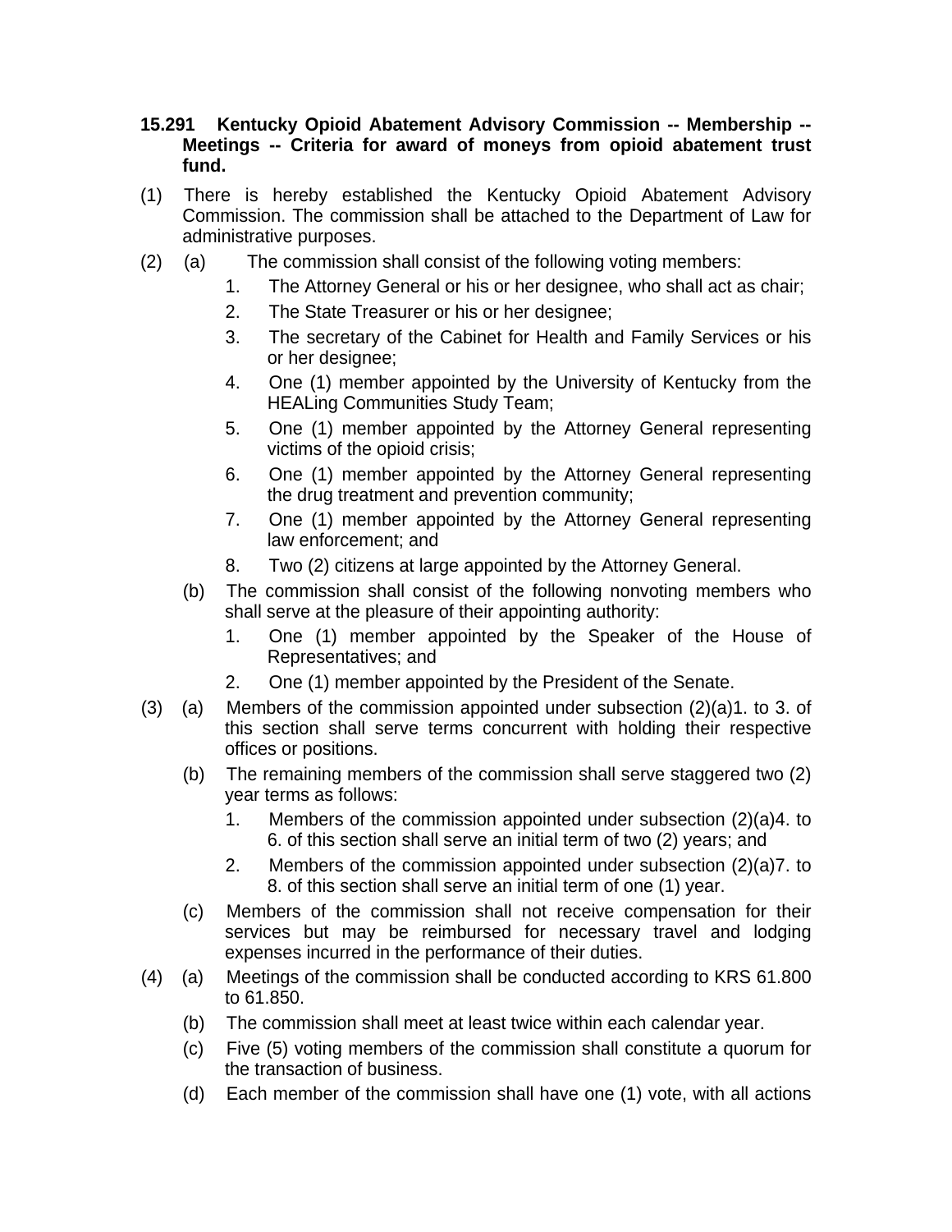**15.291 Kentucky Opioid Abatement Advisory Commission -- Membership -- Meetings -- Criteria for award of moneys from opioid abatement trust fund.**

(1) There is hereby established the Kentucky Opioid Abatement Advisory Commission. The commission shall be attached to the Department of Law for administrative purposes.

(2) (a) The commission shall consist of the following voting members:

1. The Attorney General or his or her designee, who shall act as chair;
2. The State Treasurer or his or her designee;
3. The secretary of the Cabinet for Health and Family Services or his or her designee;
4. One (1) member appointed by the University of Kentucky from the HEALing Communities Study Team;
5. One (1) member appointed by the Attorney General representing victims of the opioid crisis;
6. One (1) member appointed by the Attorney General representing the drug treatment and prevention community;
7. One (1) member appointed by the Attorney General representing law enforcement; and
8. Two (2) citizens at large appointed by the Attorney General.

(b) The commission shall consist of the following nonvoting members who shall serve at the pleasure of their appointing authority:

1. One (1) member appointed by the Speaker of the House of Representatives; and
2. One (1) member appointed by the President of the Senate.

(3) (a) Members of the commission appointed under subsection (2)(a)1. to 3. of this section shall serve terms concurrent with holding their respective offices or positions.

(b) The remaining members of the commission shall serve staggered two (2) year terms as follows:

1. Members of the commission appointed under subsection (2)(a)4. to 6. of this section shall serve an initial term of two (2) years; and
2. Members of the commission appointed under subsection (2)(a)7. to 8. of this section shall serve an initial term of one (1) year.

(c) Members of the commission shall not receive compensation for their services but may be reimbursed for necessary travel and lodging expenses incurred in the performance of their duties.

(4) (a) Meetings of the commission shall be conducted according to KRS 61.800 to 61.850.

(b) The commission shall meet at least twice within each calendar year.

(c) Five (5) voting members of the commission shall constitute a quorum for the transaction of business.

(d) Each member of the commission shall have one (1) vote, with all actions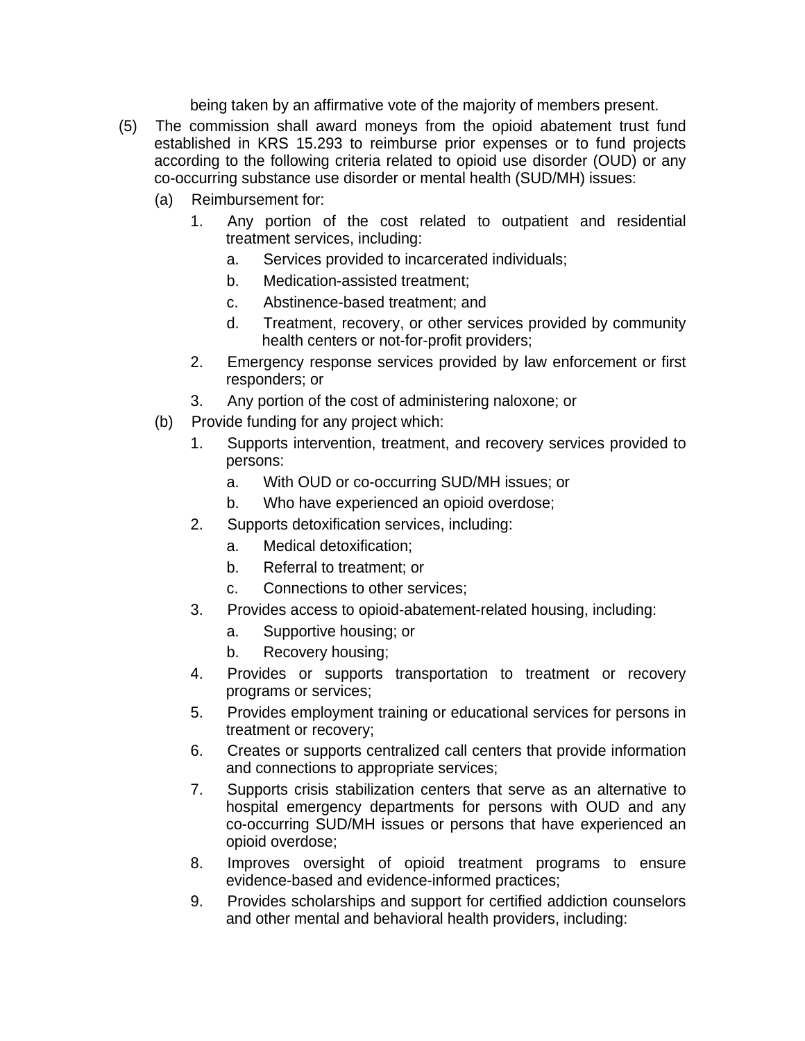being taken by an affirmative vote of the majority of members present.

(5) The commission shall award moneys from the opioid abatement trust fund established in KRS 15.293 to reimburse prior expenses or to fund projects according to the following criteria related to opioid use disorder (OUD) or any co-occurring substance use disorder or mental health (SUD/MH) issues:

  (a) Reimbursement for:

    1. Any portion of the cost related to outpatient and residential treatment services, including:

      a. Services provided to incarcerated individuals;

      b. Medication-assisted treatment;

      c. Abstinence-based treatment; and

      d. Treatment, recovery, or other services provided by community health centers or not-for-profit providers;

    2. Emergency response services provided by law enforcement or first responders; or

    3. Any portion of the cost of administering naloxone; or

  (b) Provide funding for any project which:

    1. Supports intervention, treatment, and recovery services provided to persons:

      a. With OUD or co-occurring SUD/MH issues; or

      b. Who have experienced an opioid overdose;

    2. Supports detoxification services, including:

      a. Medical detoxification;

      b. Referral to treatment; or

      c. Connections to other services;

    3. Provides access to opioid-abatement-related housing, including:

      a. Supportive housing; or

      b. Recovery housing;

    4. Provides or supports transportation to treatment or recovery programs or services;

    5. Provides employment training or educational services for persons in treatment or recovery;

    6. Creates or supports centralized call centers that provide information and connections to appropriate services;

    7. Supports crisis stabilization centers that serve as an alternative to hospital emergency departments for persons with OUD and any co-occurring SUD/MH issues or persons that have experienced an opioid overdose;

    8. Improves oversight of opioid treatment programs to ensure evidence-based and evidence-informed practices;

    9. Provides scholarships and support for certified addiction counselors and other mental and behavioral health providers, including: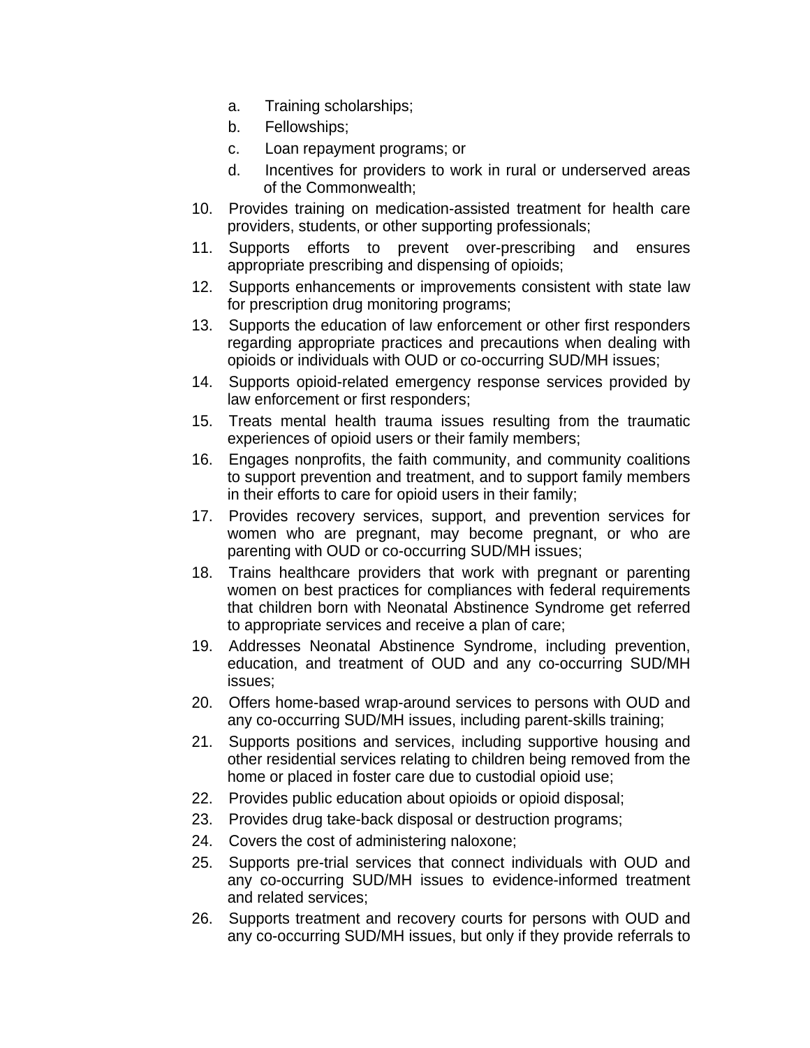a. Training scholarships;
   b. Fellowships;
   c. Loan repayment programs; or
   d. Incentives for providers to work in rural or underserved areas of the Commonwealth;

10. Provides training on medication-assisted treatment for health care providers, students, or other supporting professionals;
11. Supports efforts to prevent over-prescribing and ensures appropriate prescribing and dispensing of opioids;
12. Supports enhancements or improvements consistent with state law for prescription drug monitoring programs;
13. Supports the education of law enforcement or other first responders regarding appropriate practices and precautions when dealing with opioids or individuals with OUD or co-occurring SUD/MH issues;
14. Supports opioid-related emergency response services provided by law enforcement or first responders;
15. Treats mental health trauma issues resulting from the traumatic experiences of opioid users or their family members;
16. Engages nonprofits, the faith community, and community coalitions to support prevention and treatment, and to support family members in their efforts to care for opioid users in their family;
17. Provides recovery services, support, and prevention services for women who are pregnant, may become pregnant, or who are parenting with OUD or co-occurring SUD/MH issues;
18. Trains healthcare providers that work with pregnant or parenting women on best practices for compliances with federal requirements that children born with Neonatal Abstinence Syndrome get referred to appropriate services and receive a plan of care;
19. Addresses Neonatal Abstinence Syndrome, including prevention, education, and treatment of OUD and any co-occurring SUD/MH issues;
20. Offers home-based wrap-around services to persons with OUD and any co-occurring SUD/MH issues, including parent-skills training;
21. Supports positions and services, including supportive housing and other residential services relating to children being removed from the home or placed in foster care due to custodial opioid use;
22. Provides public education about opioids or opioid disposal;
23. Provides drug take-back disposal or destruction programs;
24. Covers the cost of administering naloxone;
25. Supports pre-trial services that connect individuals with OUD and any co-occurring SUD/MH issues to evidence-informed treatment and related services;
26. Supports treatment and recovery courts for persons with OUD and any co-occurring SUD/MH issues, but only if they provide referrals to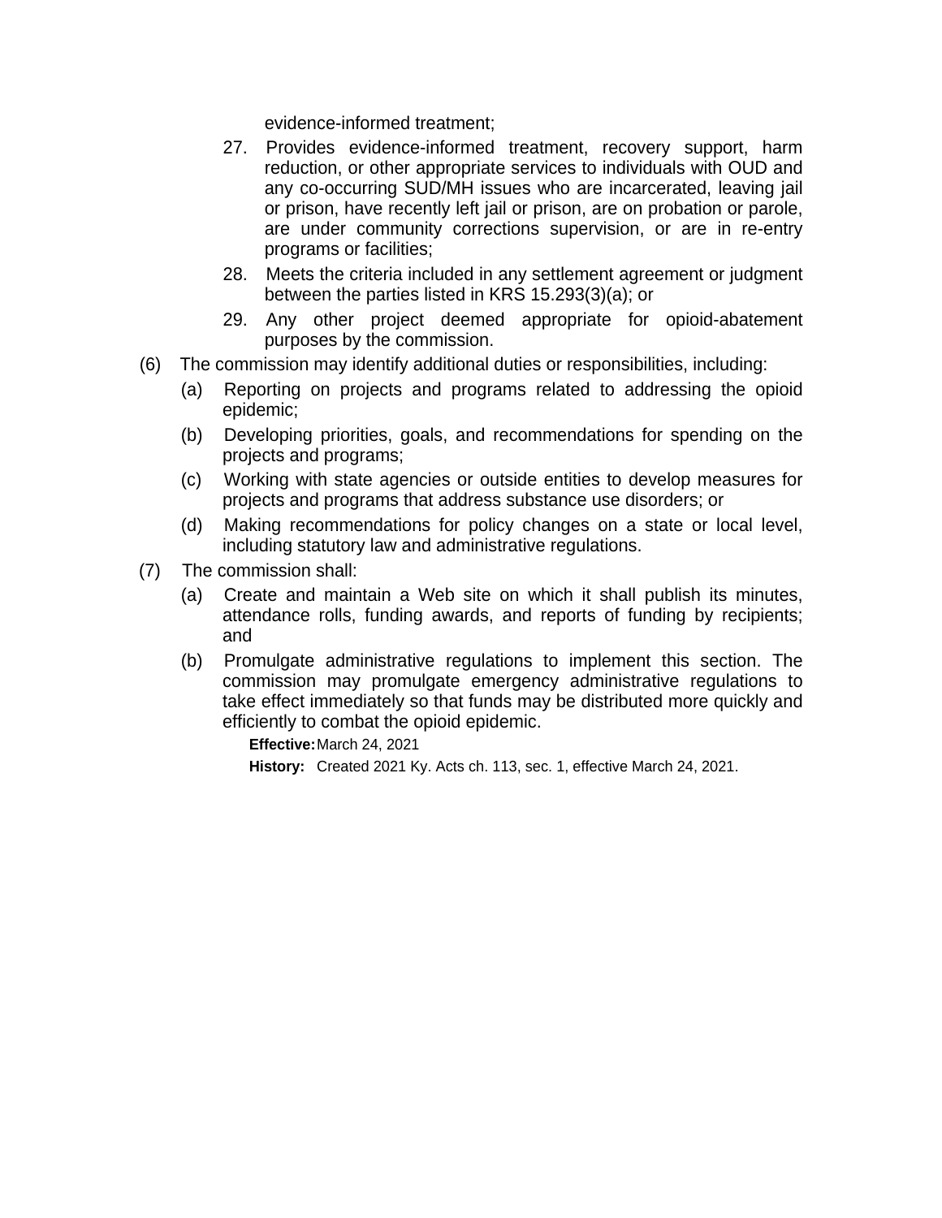evidence-informed treatment;

27. Provides evidence-informed treatment, recovery support, harm reduction, or other appropriate services to individuals with OUD and any co-occurring SUD/MH issues who are incarcerated, leaving jail or prison, have recently left jail or prison, are on probation or parole, are under community corrections supervision, or are in re-entry programs or facilities;
28. Meets the criteria included in any settlement agreement or judgment between the parties listed in KRS 15.293(3)(a); or
29. Any other project deemed appropriate for opioid-abatement purposes by the commission.

(6) The commission may identify additional duties or responsibilities, including:

- (a) Reporting on projects and programs related to addressing the opioid epidemic;
- (b) Developing priorities, goals, and recommendations for spending on the projects and programs;
- (c) Working with state agencies or outside entities to develop measures for projects and programs that address substance use disorders; or
- (d) Making recommendations for policy changes on a state or local level, including statutory law and administrative regulations.

(7) The commission shall:

- (a) Create and maintain a Web site on which it shall publish its minutes, attendance rolls, funding awards, and reports of funding by recipients; and
- (b) Promulgate administrative regulations to implement this section. The commission may promulgate emergency administrative regulations to take effect immediately so that funds may be distributed more quickly and efficiently to combat the opioid epidemic.

**Effective:** March 24, 2021

**History:** Created 2021 Ky. Acts ch. 113, sec. 1, effective March 24, 2021.